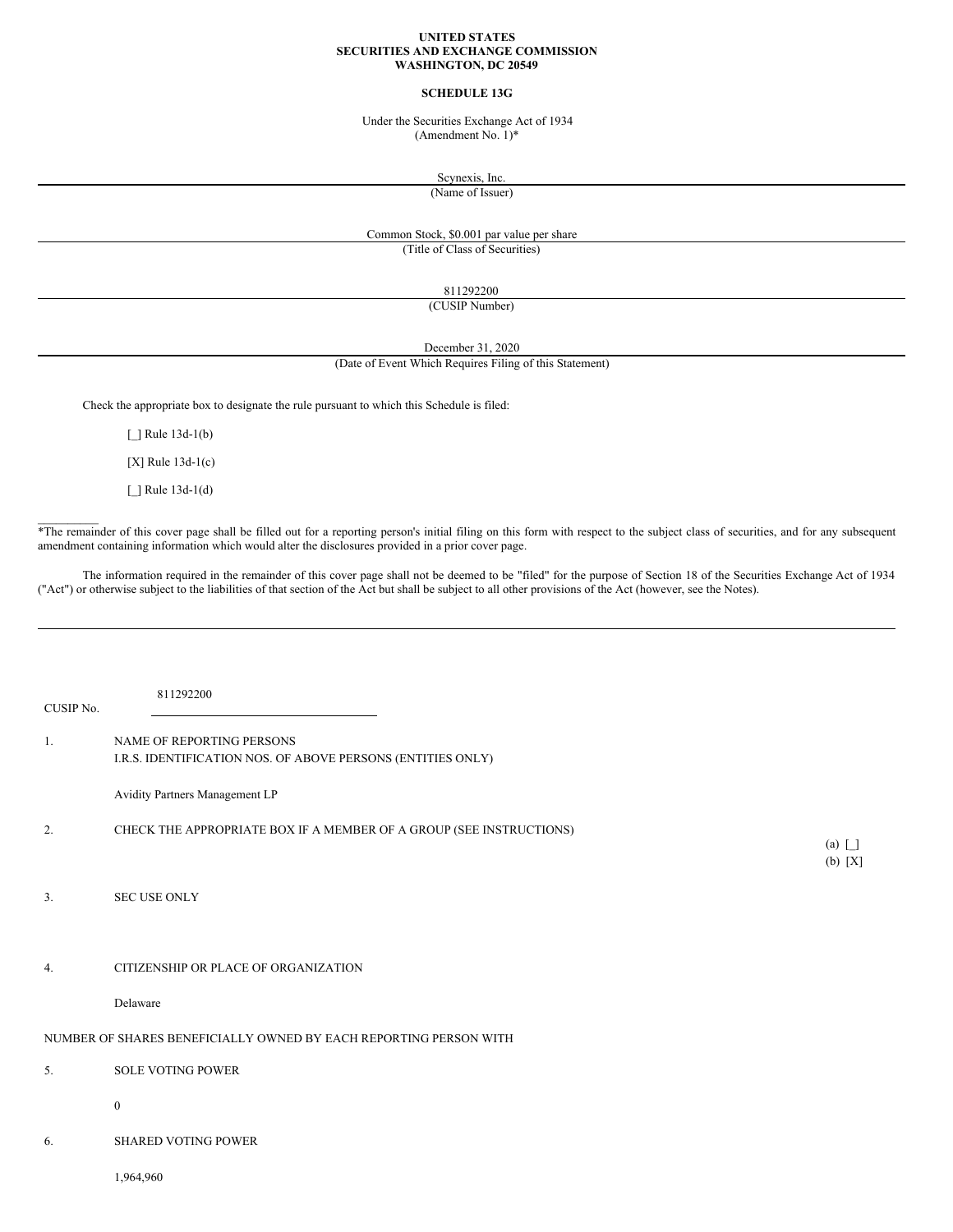**UNITED STATES**
**SECURITIES AND EXCHANGE COMMISSION**
**WASHINGTON, DC 20549**

**SCHEDULE 13G**

Under the Securities Exchange Act of 1934
(Amendment No. 1)*

Scynexis, Inc.
(Name of Issuer)

Common Stock, $0.001 par value per share
(Title of Class of Securities)

811292200
(CUSIP Number)

December 31, 2020
(Date of Event Which Requires Filing of this Statement)

Check the appropriate box to designate the rule pursuant to which this Schedule is filed:

[_] Rule 13d-1(b)

[X] Rule 13d-1(c)

[_] Rule 13d-1(d)

*The remainder of this cover page shall be filled out for a reporting person's initial filing on this form with respect to the subject class of securities, and for any subsequent amendment containing information which would alter the disclosures provided in a prior cover page.

The information required in the remainder of this cover page shall not be deemed to be "filed" for the purpose of Section 18 of the Securities Exchange Act of 1934 ("Act") or otherwise subject to the liabilities of that section of the Act but shall be subject to all other provisions of the Act (however, see the Notes).

CUSIP No. 811292200

1. NAME OF REPORTING PERSONS
   I.R.S. IDENTIFICATION NOS. OF ABOVE PERSONS (ENTITIES ONLY)

   Avidity Partners Management LP

2. CHECK THE APPROPRIATE BOX IF A MEMBER OF A GROUP (SEE INSTRUCTIONS)

   (a) [_]
   (b) [X]

3. SEC USE ONLY

4. CITIZENSHIP OR PLACE OF ORGANIZATION

   Delaware

NUMBER OF SHARES BENEFICIALLY OWNED BY EACH REPORTING PERSON WITH

5. SOLE VOTING POWER

   0

6. SHARED VOTING POWER

   1,964,960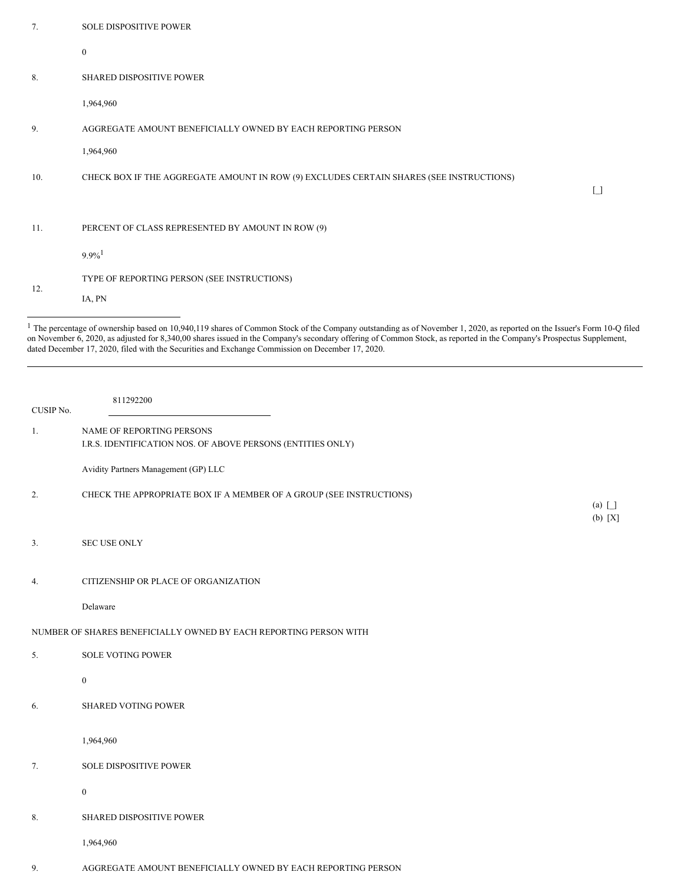| | | |
|---|---|---|
| 7. | SOLE DISPOSITIVE POWER | |
| | 0 | |
| 8. | SHARED DISPOSITIVE POWER | |
| | 1,964,960 | |
| 9. | AGGREGATE AMOUNT BENEFICIALLY OWNED BY EACH REPORTING PERSON | |
| | 1,964,960 | |
| 10. | CHECK BOX IF THE AGGREGATE AMOUNT IN ROW (9) EXCLUDES CERTAIN SHARES (SEE INSTRUCTIONS) | [_] |
| 11. | PERCENT OF CLASS REPRESENTED BY AMOUNT IN ROW (9) | |
| | 9.9%[1] | |
| 12. | TYPE OF REPORTING PERSON (SEE INSTRUCTIONS) | |
| | IA, PN | |

[1] The percentage of ownership based on 10,940,119 shares of Common Stock of the Company outstanding as of November 1, 2020, as reported on the Issuer's Form 10-Q filed on November 6, 2020, as adjusted for 8,340,00 shares issued in the Company's secondary offering of Common Stock, as reported in the Company's Prospectus Supplement, dated December 17, 2020, filed with the Securities and Exchange Commission on December 17, 2020.

---

CUSIP No. 811292200

| | | |
|---|---|---|
| 1. | NAME OF REPORTING PERSONS<br>I.R.S. IDENTIFICATION NOS. OF ABOVE PERSONS (ENTITIES ONLY) | |
| | Avidity Partners Management (GP) LLC | |
| 2. | CHECK THE APPROPRIATE BOX IF A MEMBER OF A GROUP (SEE INSTRUCTIONS) | (a) [_]<br>(b) [X] |
| 3. | SEC USE ONLY | |
| 4. | CITIZENSHIP OR PLACE OF ORGANIZATION | |
| | Delaware | |
| | NUMBER OF SHARES BENEFICIALLY OWNED BY EACH REPORTING PERSON WITH | |
| 5. | SOLE VOTING POWER | |
| | 0 | |
| 6. | SHARED VOTING POWER | |
| | 1,964,960 | |
| 7. | SOLE DISPOSITIVE POWER | |
| | 0 | |
| 8. | SHARED DISPOSITIVE POWER | |
| | 1,964,960 | |
| 9. | AGGREGATE AMOUNT BENEFICIALLY OWNED BY EACH REPORTING PERSON | |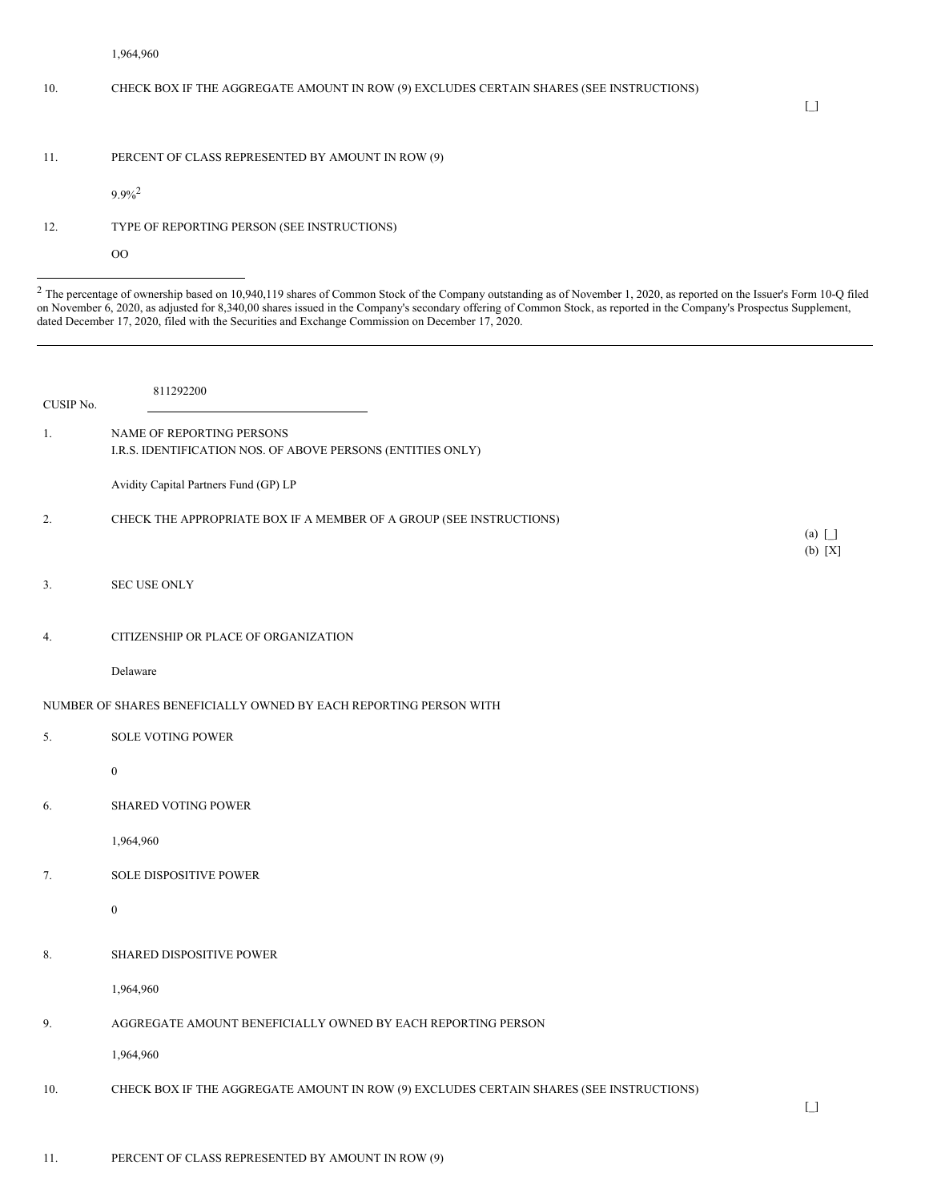1,964,960

10. CHECK BOX IF THE AGGREGATE AMOUNT IN ROW (9) EXCLUDES CERTAIN SHARES (SEE INSTRUCTIONS)

[_]

11. PERCENT OF CLASS REPRESENTED BY AMOUNT IN ROW (9)

9.9%[2]

12. TYPE OF REPORTING PERSON (SEE INSTRUCTIONS)

OO

---

[2] The percentage of ownership based on 10,940,119 shares of Common Stock of the Company outstanding as of November 1, 2020, as reported on the Issuer's Form 10-Q filed on November 6, 2020, as adjusted for 8,340,00 shares issued in the Company's secondary offering of Common Stock, as reported in the Company's Prospectus Supplement, dated December 17, 2020, filed with the Securities and Exchange Commission on December 17, 2020.

---

CUSIP No. 811292200

1. NAME OF REPORTING PERSONS
I.R.S. IDENTIFICATION NOS. OF ABOVE PERSONS (ENTITIES ONLY)

Avidity Capital Partners Fund (GP) LP

2. CHECK THE APPROPRIATE BOX IF A MEMBER OF A GROUP (SEE INSTRUCTIONS)

(a) [_]
(b) [X]

3. SEC USE ONLY

4. CITIZENSHIP OR PLACE OF ORGANIZATION

Delaware

NUMBER OF SHARES BENEFICIALLY OWNED BY EACH REPORTING PERSON WITH

5. SOLE VOTING POWER

0

6. SHARED VOTING POWER

1,964,960

7. SOLE DISPOSITIVE POWER

0

8. SHARED DISPOSITIVE POWER

1,964,960

9. AGGREGATE AMOUNT BENEFICIALLY OWNED BY EACH REPORTING PERSON

1,964,960

10. CHECK BOX IF THE AGGREGATE AMOUNT IN ROW (9) EXCLUDES CERTAIN SHARES (SEE INSTRUCTIONS)

[_]

11. PERCENT OF CLASS REPRESENTED BY AMOUNT IN ROW (9)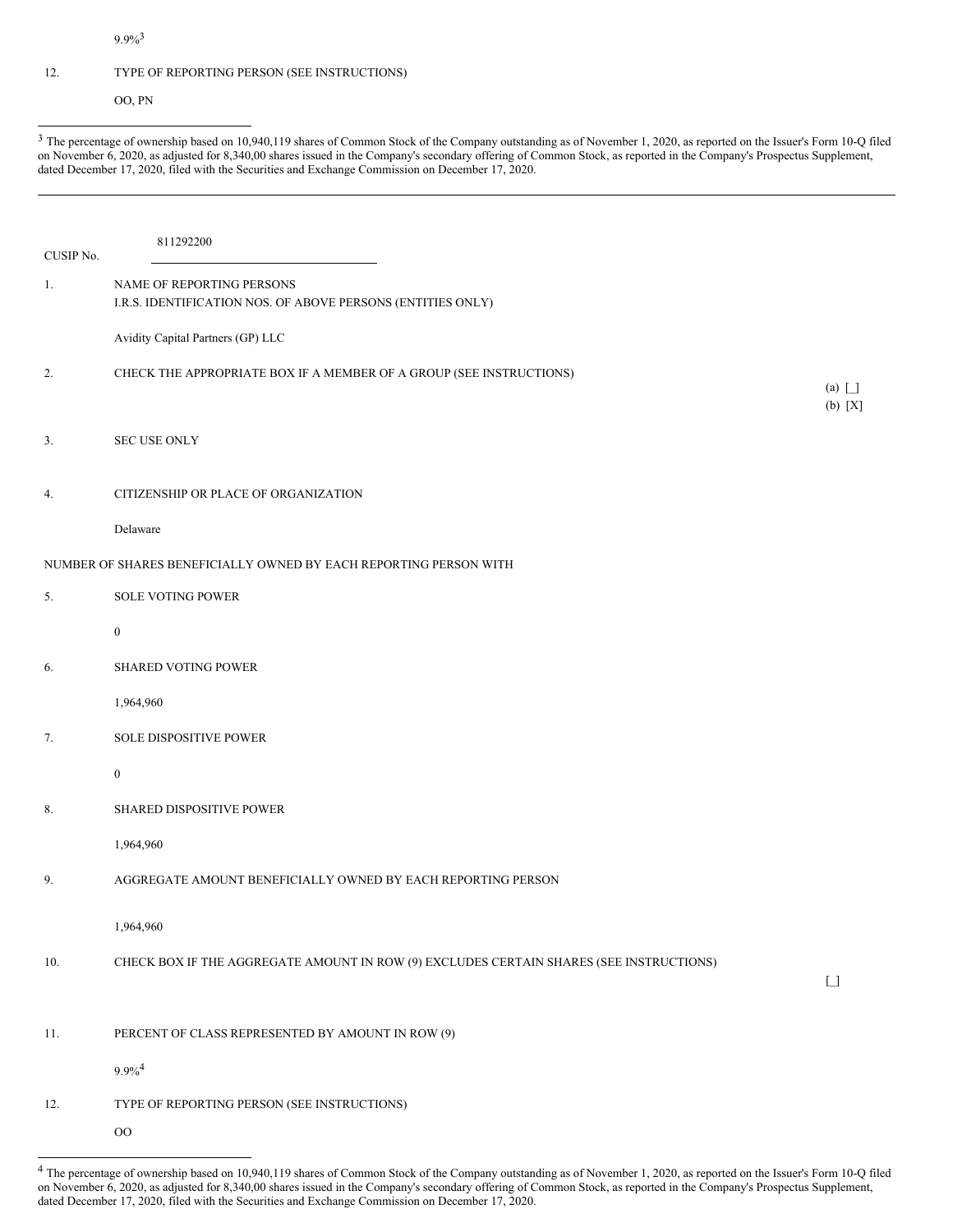9.9%[3]

12. TYPE OF REPORTING PERSON (SEE INSTRUCTIONS)

OO, PN

---

[3] The percentage of ownership based on 10,940,119 shares of Common Stock of the Company outstanding as of November 1, 2020, as reported on the Issuer's Form 10-Q filed on November 6, 2020, as adjusted for 8,340,00 shares issued in the Company's secondary offering of Common Stock, as reported in the Company's Prospectus Supplement, dated December 17, 2020, filed with the Securities and Exchange Commission on December 17, 2020.

---

CUSIP No. 811292200

1. NAME OF REPORTING PERSONS
I.R.S. IDENTIFICATION NOS. OF ABOVE PERSONS (ENTITIES ONLY)

Avidity Capital Partners (GP) LLC

2. CHECK THE APPROPRIATE BOX IF A MEMBER OF A GROUP (SEE INSTRUCTIONS)

(a) [_]
(b) [X]

3. SEC USE ONLY

4. CITIZENSHIP OR PLACE OF ORGANIZATION

Delaware

NUMBER OF SHARES BENEFICIALLY OWNED BY EACH REPORTING PERSON WITH

5. SOLE VOTING POWER

0

6. SHARED VOTING POWER

1,964,960

7. SOLE DISPOSITIVE POWER

0

8. SHARED DISPOSITIVE POWER

1,964,960

9. AGGREGATE AMOUNT BENEFICIALLY OWNED BY EACH REPORTING PERSON

1,964,960

10. CHECK BOX IF THE AGGREGATE AMOUNT IN ROW (9) EXCLUDES CERTAIN SHARES (SEE INSTRUCTIONS)

[_]

11. PERCENT OF CLASS REPRESENTED BY AMOUNT IN ROW (9)

9.9%[4]

12. TYPE OF REPORTING PERSON (SEE INSTRUCTIONS)

OO

---

[4] The percentage of ownership based on 10,940,119 shares of Common Stock of the Company outstanding as of November 1, 2020, as reported on the Issuer's Form 10-Q filed on November 6, 2020, as adjusted for 8,340,00 shares issued in the Company's secondary offering of Common Stock, as reported in the Company's Prospectus Supplement, dated December 17, 2020, filed with the Securities and Exchange Commission on December 17, 2020.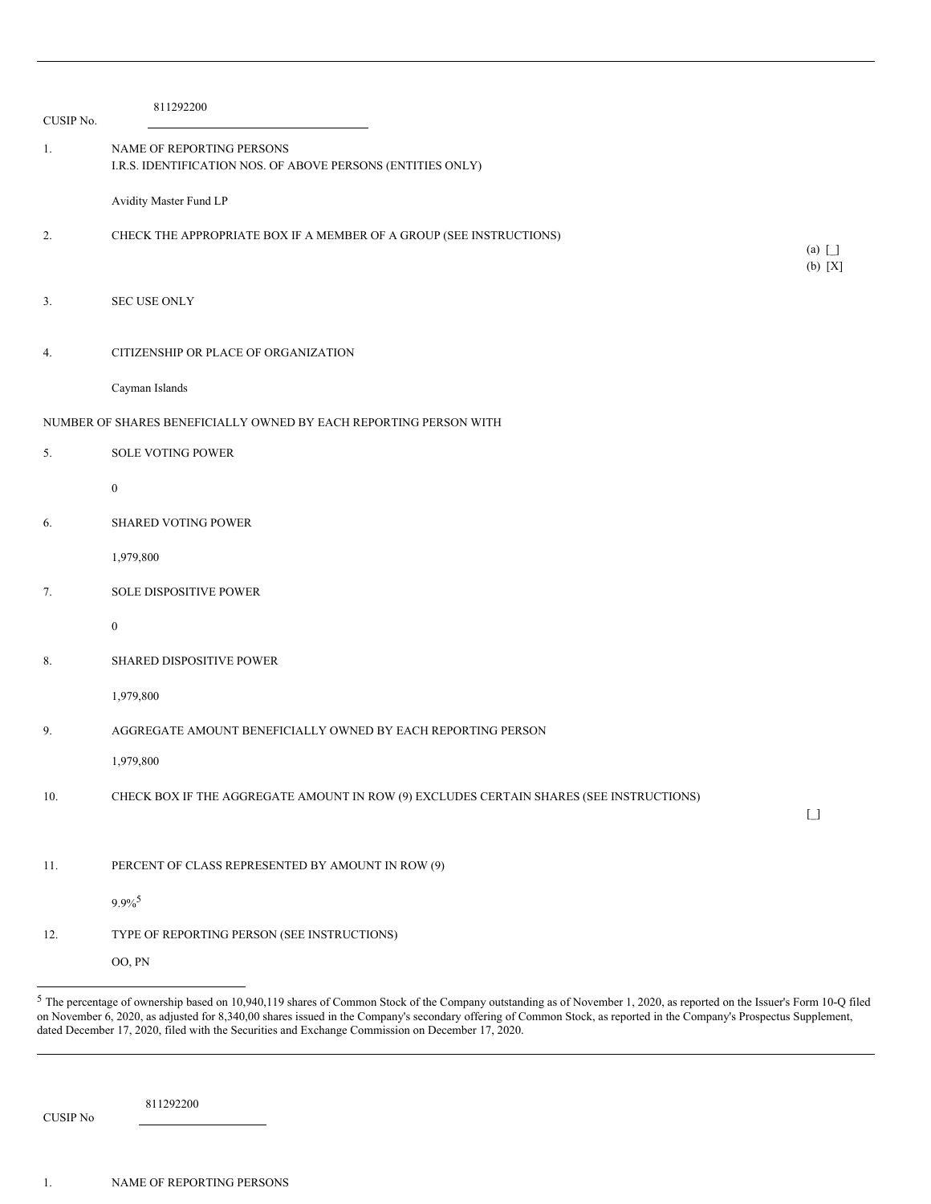CUSIP No. 811292200

| | | |
|---|---|---|
| 1. | NAME OF REPORTING PERSONS<br>I.R.S. IDENTIFICATION NOS. OF ABOVE PERSONS (ENTITIES ONLY)<br><br>Avidity Master Fund LP | |
| 2. | CHECK THE APPROPRIATE BOX IF A MEMBER OF A GROUP (SEE INSTRUCTIONS) | (a) [_]<br>(b) [X] |
| 3. | SEC USE ONLY | |
| 4. | CITIZENSHIP OR PLACE OF ORGANIZATION<br><br>Cayman Islands | |

NUMBER OF SHARES BENEFICIALLY OWNED BY EACH REPORTING PERSON WITH

| | | |
|---|---|---|
| 5. | SOLE VOTING POWER<br><br>0 | |
| 6. | SHARED VOTING POWER<br><br>1,979,800 | |
| 7. | SOLE DISPOSITIVE POWER<br><br>0 | |
| 8. | SHARED DISPOSITIVE POWER<br><br>1,979,800 | |
| 9. | AGGREGATE AMOUNT BENEFICIALLY OWNED BY EACH REPORTING PERSON<br><br>1,979,800 | |
| 10. | CHECK BOX IF THE AGGREGATE AMOUNT IN ROW (9) EXCLUDES CERTAIN SHARES (SEE INSTRUCTIONS) | [_] |
| 11. | PERCENT OF CLASS REPRESENTED BY AMOUNT IN ROW (9)<br><br>9.9%[5] | |
| 12. | TYPE OF REPORTING PERSON (SEE INSTRUCTIONS)<br><br>OO, PN | |

---

[5] The percentage of ownership based on 10,940,119 shares of Common Stock of the Company outstanding as of November 1, 2020, as reported on the Issuer's Form 10-Q filed on November 6, 2020, as adjusted for 8,340,00 shares issued in the Company's secondary offering of Common Stock, as reported in the Company's Prospectus Supplement, dated December 17, 2020, filed with the Securities and Exchange Commission on December 17, 2020.

---

CUSIP No 811292200

1. NAME OF REPORTING PERSONS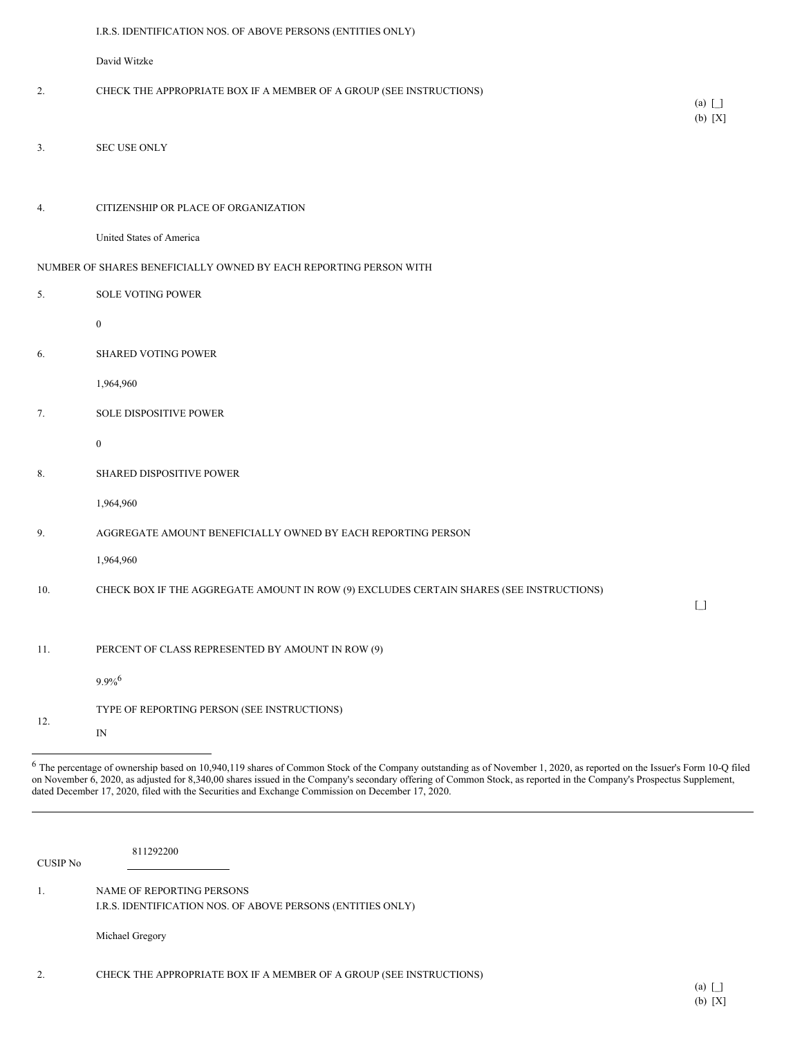I.R.S. IDENTIFICATION NOS. OF ABOVE PERSONS (ENTITIES ONLY)

David Witzke

2. CHECK THE APPROPRIATE BOX IF A MEMBER OF A GROUP (SEE INSTRUCTIONS)

(a) [_]
(b) [X]

3. SEC USE ONLY

4. CITIZENSHIP OR PLACE OF ORGANIZATION

United States of America

NUMBER OF SHARES BENEFICIALLY OWNED BY EACH REPORTING PERSON WITH

5. SOLE VOTING POWER

0

6. SHARED VOTING POWER

1,964,960

7. SOLE DISPOSITIVE POWER

0

8. SHARED DISPOSITIVE POWER

1,964,960

9. AGGREGATE AMOUNT BENEFICIALLY OWNED BY EACH REPORTING PERSON

1,964,960

10. CHECK BOX IF THE AGGREGATE AMOUNT IN ROW (9) EXCLUDES CERTAIN SHARES (SEE INSTRUCTIONS)

[_]

11. PERCENT OF CLASS REPRESENTED BY AMOUNT IN ROW (9)

9.9%[6]

12. TYPE OF REPORTING PERSON (SEE INSTRUCTIONS)

IN

---

[6] The percentage of ownership based on 10,940,119 shares of Common Stock of the Company outstanding as of November 1, 2020, as reported on the Issuer's Form 10-Q filed on November 6, 2020, as adjusted for 8,340,00 shares issued in the Company's secondary offering of Common Stock, as reported in the Company's Prospectus Supplement, dated December 17, 2020, filed with the Securities and Exchange Commission on December 17, 2020.

---

CUSIP No 811292200

1. NAME OF REPORTING PERSONS
I.R.S. IDENTIFICATION NOS. OF ABOVE PERSONS (ENTITIES ONLY)

Michael Gregory

2. CHECK THE APPROPRIATE BOX IF A MEMBER OF A GROUP (SEE INSTRUCTIONS)

(a) [_]
(b) [X]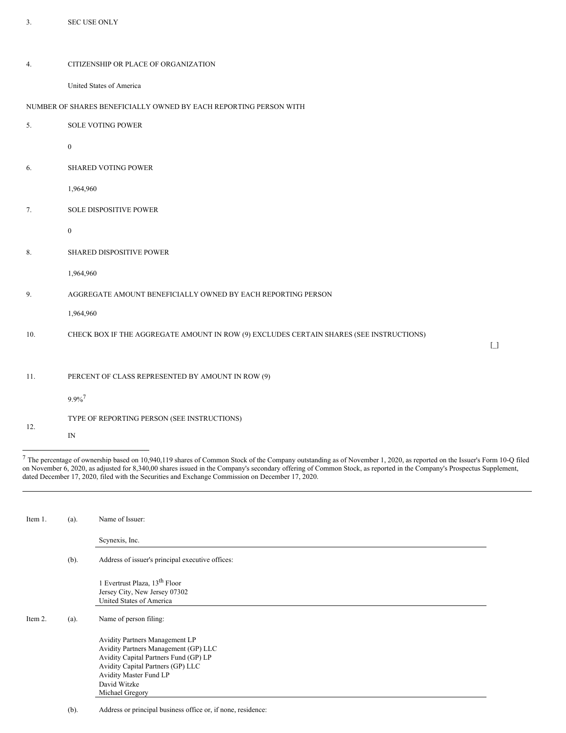| | |
|---|---|
| 3. | SEC USE ONLY |
| 4. | CITIZENSHIP OR PLACE OF ORGANIZATION<br><br>United States of America |
| | NUMBER OF SHARES BENEFICIALLY OWNED BY EACH REPORTING PERSON WITH |
| 5. | SOLE VOTING POWER<br><br>0 |
| 6. | SHARED VOTING POWER<br><br>1,964,960 |
| 7. | SOLE DISPOSITIVE POWER<br><br>0 |
| 8. | SHARED DISPOSITIVE POWER<br><br>1,964,960 |
| 9. | AGGREGATE AMOUNT BENEFICIALLY OWNED BY EACH REPORTING PERSON<br><br>1,964,960 |
| 10. | CHECK BOX IF THE AGGREGATE AMOUNT IN ROW (9) EXCLUDES CERTAIN SHARES (SEE INSTRUCTIONS) [_] |
| 11. | PERCENT OF CLASS REPRESENTED BY AMOUNT IN ROW (9)<br><br>9.9%[7] |
| 12. | TYPE OF REPORTING PERSON (SEE INSTRUCTIONS)<br><br>IN |

[7] The percentage of ownership based on 10,940,119 shares of Common Stock of the Company outstanding as of November 1, 2020, as reported on the Issuer's Form 10-Q filed on November 6, 2020, as adjusted for 8,340,00 shares issued in the Company's secondary offering of Common Stock, as reported in the Company's Prospectus Supplement, dated December 17, 2020, filed with the Securities and Exchange Commission on December 17, 2020.

---

Item 1. (a). Name of Issuer:

Scynexis, Inc.

(b). Address of issuer's principal executive offices:

1 Evertrust Plaza, 13th Floor
Jersey City, New Jersey 07302
United States of America

Item 2. (a). Name of person filing:

Avidity Partners Management LP
Avidity Partners Management (GP) LLC
Avidity Capital Partners Fund (GP) LP
Avidity Capital Partners (GP) LLC
Avidity Master Fund LP
David Witzke
Michael Gregory

(b). Address or principal business office or, if none, residence: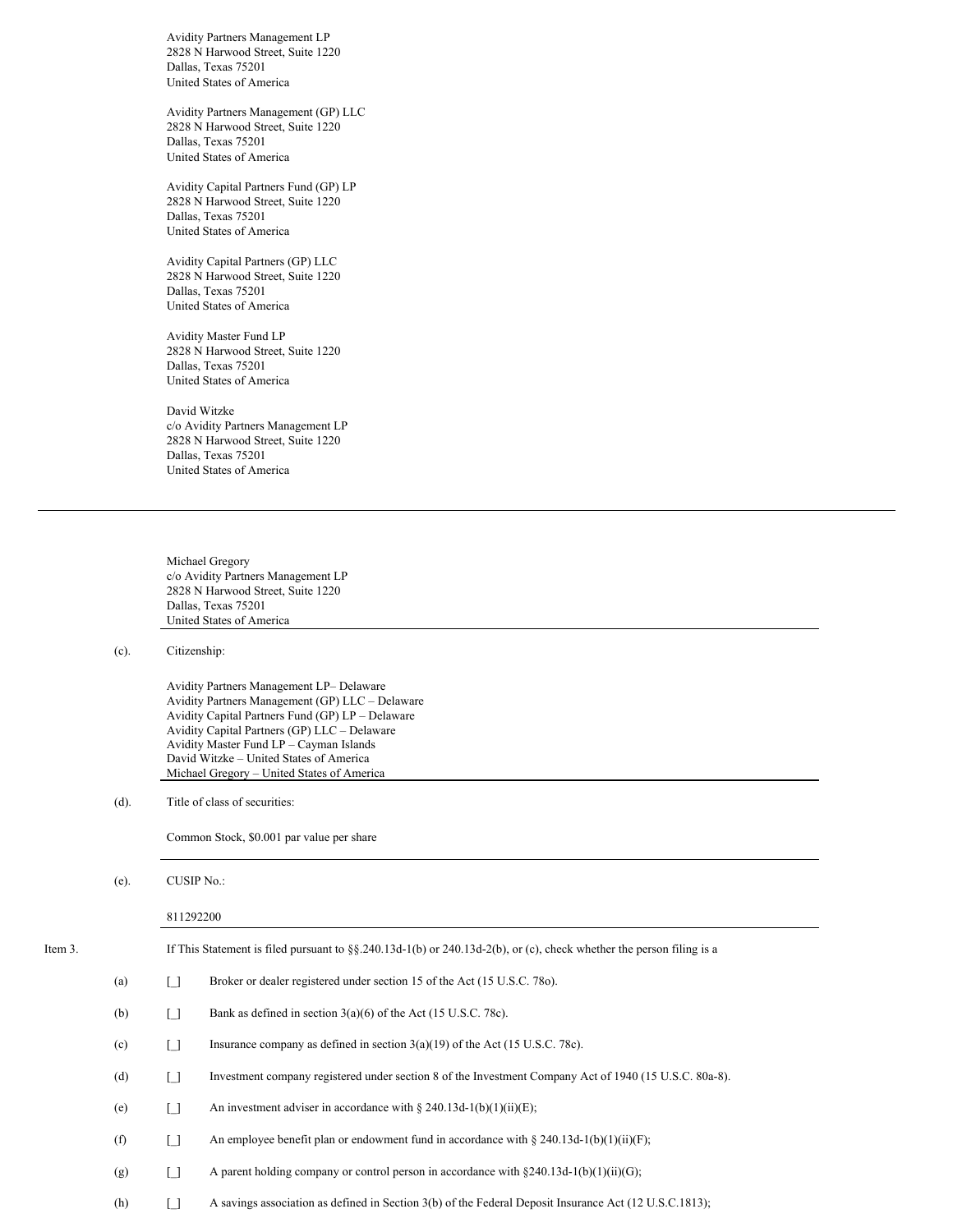Avidity Partners Management LP
2828 N Harwood Street, Suite 1220
Dallas, Texas 75201
United States of America

Avidity Partners Management (GP) LLC
2828 N Harwood Street, Suite 1220
Dallas, Texas 75201
United States of America

Avidity Capital Partners Fund (GP) LP
2828 N Harwood Street, Suite 1220
Dallas, Texas 75201
United States of America

Avidity Capital Partners (GP) LLC
2828 N Harwood Street, Suite 1220
Dallas, Texas 75201
United States of America

Avidity Master Fund LP
2828 N Harwood Street, Suite 1220
Dallas, Texas 75201
United States of America

David Witzke
c/o Avidity Partners Management LP
2828 N Harwood Street, Suite 1220
Dallas, Texas 75201
United States of America

---

Michael Gregory
c/o Avidity Partners Management LP
2828 N Harwood Street, Suite 1220
Dallas, Texas 75201
United States of America

(c). Citizenship:

Avidity Partners Management LP– Delaware
Avidity Partners Management (GP) LLC – Delaware
Avidity Capital Partners Fund (GP) LP – Delaware
Avidity Capital Partners (GP) LLC – Delaware
Avidity Master Fund LP – Cayman Islands
David Witzke – United States of America
Michael Gregory – United States of America

(d). Title of class of securities:

Common Stock, $0.001 par value per share

(e). CUSIP No.:

811292200

Item 3. If This Statement is filed pursuant to §§.240.13d-1(b) or 240.13d-2(b), or (c), check whether the person filing is a

(a) [_] Broker or dealer registered under section 15 of the Act (15 U.S.C. 78o).

(b) [_] Bank as defined in section 3(a)(6) of the Act (15 U.S.C. 78c).

(c) [_] Insurance company as defined in section 3(a)(19) of the Act (15 U.S.C. 78c).

(d) [_] Investment company registered under section 8 of the Investment Company Act of 1940 (15 U.S.C. 80a-8).

(e) [_] An investment adviser in accordance with § 240.13d-1(b)(1)(ii)(E);

(f) [_] An employee benefit plan or endowment fund in accordance with § 240.13d-1(b)(1)(ii)(F);

(g) [_] A parent holding company or control person in accordance with §240.13d-1(b)(1)(ii)(G);

(h) [_] A savings association as defined in Section 3(b) of the Federal Deposit Insurance Act (12 U.S.C.1813);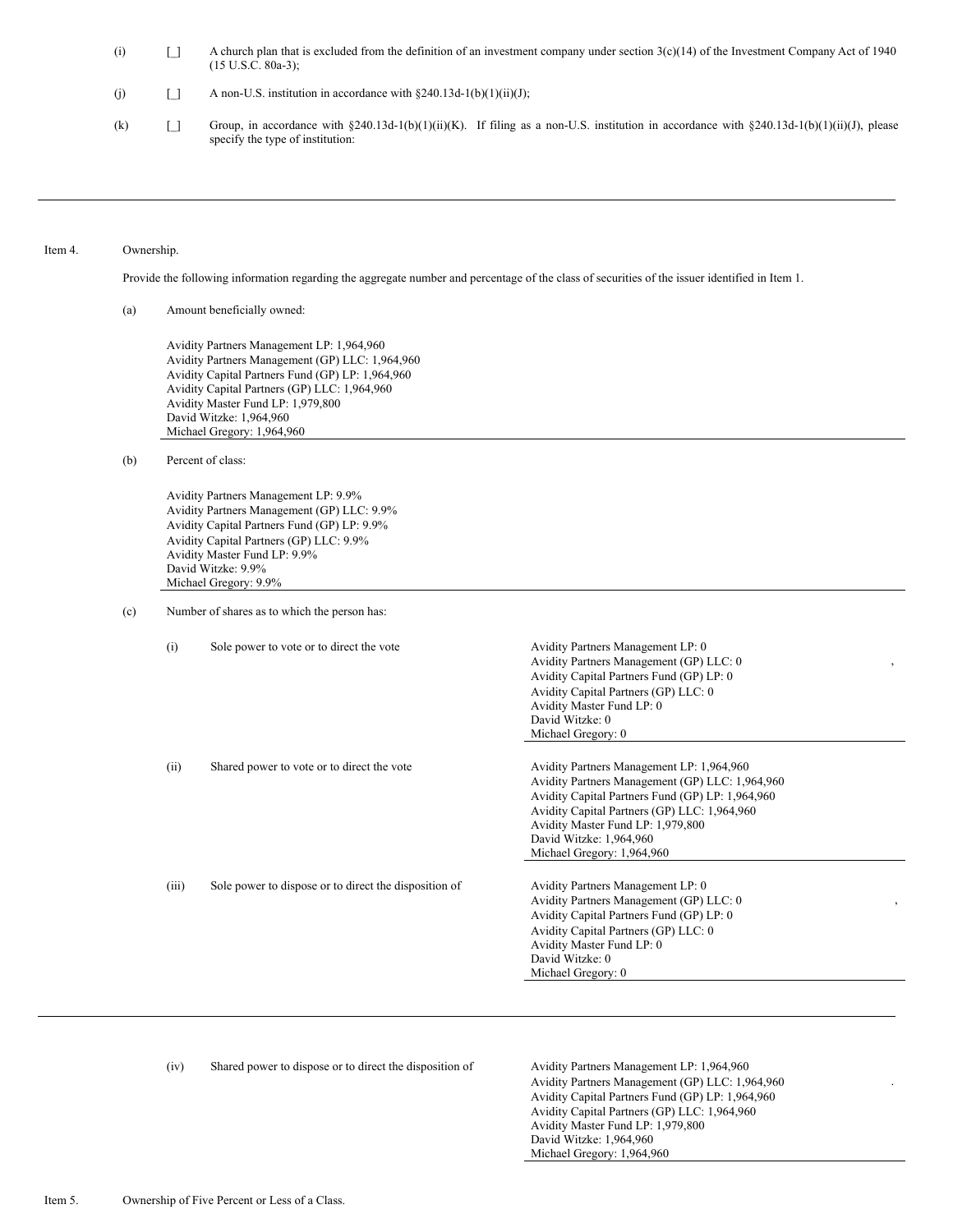(i) [_] A church plan that is excluded from the definition of an investment company under section 3(c)(14) of the Investment Company Act of 1940 (15 U.S.C. 80a-3);

(j) [_] A non-U.S. institution in accordance with §240.13d-1(b)(1)(ii)(J);

(k) [_] Group, in accordance with §240.13d-1(b)(1)(ii)(K). If filing as a non-U.S. institution in accordance with §240.13d-1(b)(1)(ii)(J), please specify the type of institution:

---

Item 4. Ownership.

Provide the following information regarding the aggregate number and percentage of the class of securities of the issuer identified in Item 1.

(a) Amount beneficially owned:

Avidity Partners Management LP: 1,964,960
Avidity Partners Management (GP) LLC: 1,964,960
Avidity Capital Partners Fund (GP) LP: 1,964,960
Avidity Capital Partners (GP) LLC: 1,964,960
Avidity Master Fund LP: 1,979,800
David Witzke: 1,964,960
Michael Gregory: 1,964,960

(b) Percent of class:

Avidity Partners Management LP: 9.9%
Avidity Partners Management (GP) LLC: 9.9%
Avidity Capital Partners Fund (GP) LP: 9.9%
Avidity Capital Partners (GP) LLC: 9.9%
Avidity Master Fund LP: 9.9%
David Witzke: 9.9%
Michael Gregory: 9.9%

(c) Number of shares as to which the person has:

(i) Sole power to vote or to direct the vote

Avidity Partners Management LP: 0
Avidity Partners Management (GP) LLC: 0
Avidity Capital Partners Fund (GP) LP: 0
Avidity Capital Partners (GP) LLC: 0
Avidity Master Fund LP: 0
David Witzke: 0
Michael Gregory: 0

(ii) Shared power to vote or to direct the vote

Avidity Partners Management LP: 1,964,960
Avidity Partners Management (GP) LLC: 1,964,960
Avidity Capital Partners Fund (GP) LP: 1,964,960
Avidity Capital Partners (GP) LLC: 1,964,960
Avidity Master Fund LP: 1,979,800
David Witzke: 1,964,960
Michael Gregory: 1,964,960

(iii) Sole power to dispose or to direct the disposition of

Avidity Partners Management LP: 0
Avidity Partners Management (GP) LLC: 0
Avidity Capital Partners Fund (GP) LP: 0
Avidity Capital Partners (GP) LLC: 0
Avidity Master Fund LP: 0
David Witzke: 0
Michael Gregory: 0

---

(iv) Shared power to dispose or to direct the disposition of

Avidity Partners Management LP: 1,964,960
Avidity Partners Management (GP) LLC: 1,964,960
Avidity Capital Partners Fund (GP) LP: 1,964,960
Avidity Capital Partners (GP) LLC: 1,964,960
Avidity Master Fund LP: 1,979,800
David Witzke: 1,964,960
Michael Gregory: 1,964,960

Item 5. Ownership of Five Percent or Less of a Class.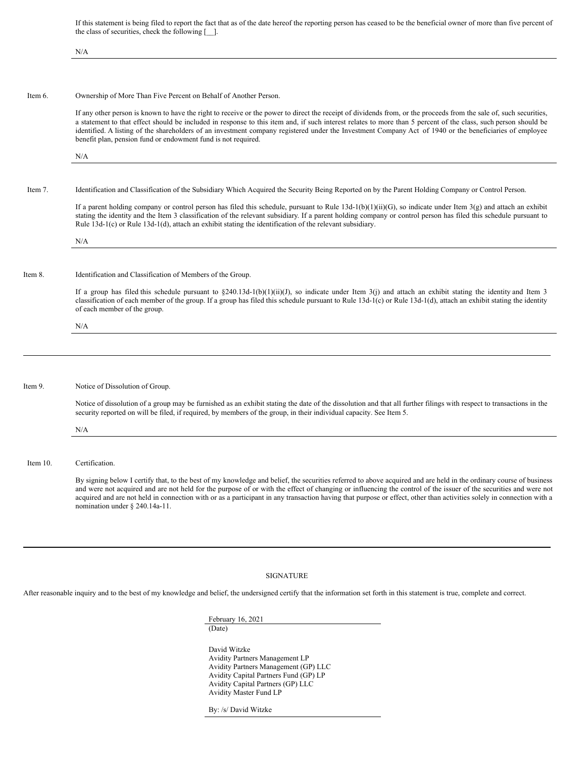If this statement is being filed to report the fact that as of the date hereof the reporting person has ceased to be the beneficial owner of more than five percent of the class of securities, check the following [__].

N/A

---

Item 6. Ownership of More Than Five Percent on Behalf of Another Person.

If any other person is known to have the right to receive or the power to direct the receipt of dividends from, or the proceeds from the sale of, such securities, a statement to that effect should be included in response to this item and, if such interest relates to more than 5 percent of the class, such person should be identified. A listing of the shareholders of an investment company registered under the Investment Company Act of 1940 or the beneficiaries of employee benefit plan, pension fund or endowment fund is not required.

N/A

---

Item 7. Identification and Classification of the Subsidiary Which Acquired the Security Being Reported on by the Parent Holding Company or Control Person.

If a parent holding company or control person has filed this schedule, pursuant to Rule 13d-1(b)(1)(ii)(G), so indicate under Item 3(g) and attach an exhibit stating the identity and the Item 3 classification of the relevant subsidiary. If a parent holding company or control person has filed this schedule pursuant to Rule 13d-1(c) or Rule 13d-1(d), attach an exhibit stating the identification of the relevant subsidiary.

N/A

---

Item 8. Identification and Classification of Members of the Group.

If a group has filed this schedule pursuant to §240.13d-1(b)(1)(ii)(J), so indicate under Item 3(j) and attach an exhibit stating the identity and Item 3 classification of each member of the group. If a group has filed this schedule pursuant to Rule 13d-1(c) or Rule 13d-1(d), attach an exhibit stating the identity of each member of the group.

N/A

---

Item 9. Notice of Dissolution of Group.

Notice of dissolution of a group may be furnished as an exhibit stating the date of the dissolution and that all further filings with respect to transactions in the security reported on will be filed, if required, by members of the group, in their individual capacity. See Item 5.

N/A

---

Item 10. Certification.

By signing below I certify that, to the best of my knowledge and belief, the securities referred to above acquired and are held in the ordinary course of business and were not acquired and are not held for the purpose of or with the effect of changing or influencing the control of the issuer of the securities and were not acquired and are not held in connection with or as a participant in any transaction having that purpose or effect, other than activities solely in connection with a nomination under § 240.14a-11.

---

SIGNATURE

After reasonable inquiry and to the best of my knowledge and belief, the undersigned certify that the information set forth in this statement is true, complete and correct.

February 16, 2021
(Date)

David Witzke
Avidity Partners Management LP
Avidity Partners Management (GP) LLC
Avidity Capital Partners Fund (GP) LP
Avidity Capital Partners (GP) LLC
Avidity Master Fund LP

By: /s/ David Witzke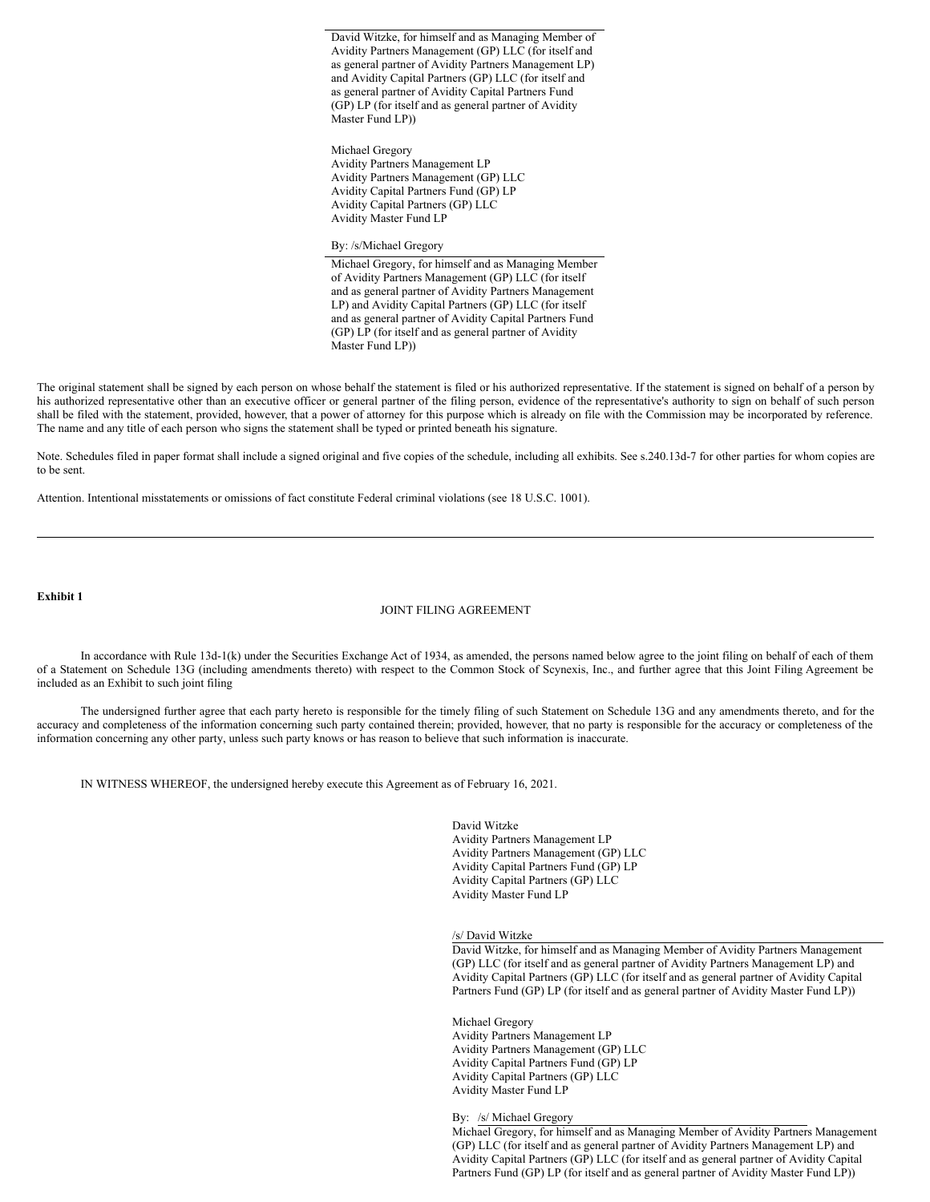David Witzke, for himself and as Managing Member of Avidity Partners Management (GP) LLC (for itself and as general partner of Avidity Partners Management LP) and Avidity Capital Partners (GP) LLC (for itself and as general partner of Avidity Capital Partners Fund (GP) LP (for itself and as general partner of Avidity Master Fund LP))

Michael Gregory
Avidity Partners Management LP
Avidity Partners Management (GP) LLC
Avidity Capital Partners Fund (GP) LP
Avidity Capital Partners (GP) LLC
Avidity Master Fund LP

By: /s/Michael Gregory

Michael Gregory, for himself and as Managing Member of Avidity Partners Management (GP) LLC (for itself and as general partner of Avidity Partners Management LP) and Avidity Capital Partners (GP) LLC (for itself and as general partner of Avidity Capital Partners Fund (GP) LP (for itself and as general partner of Avidity Master Fund LP))

The original statement shall be signed by each person on whose behalf the statement is filed or his authorized representative. If the statement is signed on behalf of a person by his authorized representative other than an executive officer or general partner of the filing person, evidence of the representative's authority to sign on behalf of such person shall be filed with the statement, provided, however, that a power of attorney for this purpose which is already on file with the Commission may be incorporated by reference. The name and any title of each person who signs the statement shall be typed or printed beneath his signature.

Note. Schedules filed in paper format shall include a signed original and five copies of the schedule, including all exhibits. See s.240.13d-7 for other parties for whom copies are to be sent.

Attention. Intentional misstatements or omissions of fact constitute Federal criminal violations (see 18 U.S.C. 1001).

---

**Exhibit 1**

JOINT FILING AGREEMENT

In accordance with Rule 13d-1(k) under the Securities Exchange Act of 1934, as amended, the persons named below agree to the joint filing on behalf of each of them of a Statement on Schedule 13G (including amendments thereto) with respect to the Common Stock of Scynexis, Inc., and further agree that this Joint Filing Agreement be included as an Exhibit to such joint filing

The undersigned further agree that each party hereto is responsible for the timely filing of such Statement on Schedule 13G and any amendments thereto, and for the accuracy and completeness of the information concerning such party contained therein; provided, however, that no party is responsible for the accuracy or completeness of the information concerning any other party, unless such party knows or has reason to believe that such information is inaccurate.

IN WITNESS WHEREOF, the undersigned hereby execute this Agreement as of February 16, 2021.

David Witzke
Avidity Partners Management LP
Avidity Partners Management (GP) LLC
Avidity Capital Partners Fund (GP) LP
Avidity Capital Partners (GP) LLC
Avidity Master Fund LP

/s/ David Witzke

David Witzke, for himself and as Managing Member of Avidity Partners Management (GP) LLC (for itself and as general partner of Avidity Partners Management LP) and Avidity Capital Partners (GP) LLC (for itself and as general partner of Avidity Capital Partners Fund (GP) LP (for itself and as general partner of Avidity Master Fund LP))

Michael Gregory
Avidity Partners Management LP
Avidity Partners Management (GP) LLC
Avidity Capital Partners Fund (GP) LP
Avidity Capital Partners (GP) LLC
Avidity Master Fund LP

By: /s/ Michael Gregory

Michael Gregory, for himself and as Managing Member of Avidity Partners Management (GP) LLC (for itself and as general partner of Avidity Partners Management LP) and Avidity Capital Partners (GP) LLC (for itself and as general partner of Avidity Capital Partners Fund (GP) LP (for itself and as general partner of Avidity Master Fund LP))